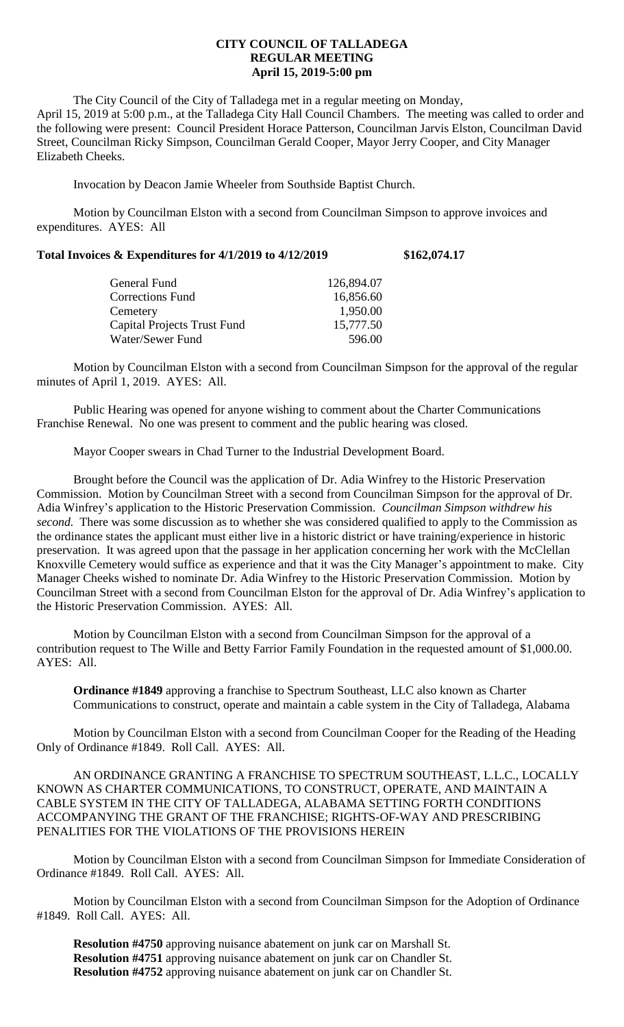# CITY COUNCIL OF TALLADEGA
## REGULAR MEETING
### April 15, 2019-5:00 pm

The City Council of the City of Talladega met in a regular meeting on Monday, April 15, 2019 at 5:00 p.m., at the Talladega City Hall Council Chambers. The meeting was called to order and the following were present: Council President Horace Patterson, Councilman Jarvis Elston, Councilman David Street, Councilman Ricky Simpson, Councilman Gerald Cooper, Mayor Jerry Cooper, and City Manager Elizabeth Cheeks.

Invocation by Deacon Jamie Wheeler from Southside Baptist Church.

Motion by Councilman Elston with a second from Councilman Simpson to approve invoices and expenditures. AYES: All

**Total Invoices & Expenditures for 4/1/2019 to 4/12/2019 $162,074.17**

| | |
|---|---|
| General Fund | 126,894.07 |
| Corrections Fund | 16,856.60 |
| Cemetery | 1,950.00 |
| Capital Projects Trust Fund | 15,777.50 |
| Water/Sewer Fund | 596.00 |

Motion by Councilman Elston with a second from Councilman Simpson for the approval of the regular minutes of April 1, 2019. AYES: All.

Public Hearing was opened for anyone wishing to comment about the Charter Communications Franchise Renewal. No one was present to comment and the public hearing was closed.

Mayor Cooper swears in Chad Turner to the Industrial Development Board.

Brought before the Council was the application of Dr. Adia Winfrey to the Historic Preservation Commission. Motion by Councilman Street with a second from Councilman Simpson for the approval of Dr. Adia Winfrey's application to the Historic Preservation Commission. *Councilman Simpson withdrew his second.* There was some discussion as to whether she was considered qualified to apply to the Commission as the ordinance states the applicant must either live in a historic district or have training/experience in historic preservation. It was agreed upon that the passage in her application concerning her work with the McClellan Knoxville Cemetery would suffice as experience and that it was the City Manager's appointment to make. City Manager Cheeks wished to nominate Dr. Adia Winfrey to the Historic Preservation Commission. Motion by Councilman Street with a second from Councilman Elston for the approval of Dr. Adia Winfrey's application to the Historic Preservation Commission. AYES: All.

Motion by Councilman Elston with a second from Councilman Simpson for the approval of a contribution request to The Wille and Betty Farrior Family Foundation in the requested amount of $1,000.00. AYES: All.

**Ordinance #1849** approving a franchise to Spectrum Southeast, LLC also known as Charter Communications to construct, operate and maintain a cable system in the City of Talladega, Alabama

Motion by Councilman Elston with a second from Councilman Cooper for the Reading of the Heading Only of Ordinance #1849. Roll Call. AYES: All.

AN ORDINANCE GRANTING A FRANCHISE TO SPECTRUM SOUTHEAST, L.L.C., LOCALLY KNOWN AS CHARTER COMMUNICATIONS, TO CONSTRUCT, OPERATE, AND MAINTAIN A CABLE SYSTEM IN THE CITY OF TALLADEGA, ALABAMA SETTING FORTH CONDITIONS ACCOMPANYING THE GRANT OF THE FRANCHISE; RIGHTS-OF-WAY AND PRESCRIBING PENALITIES FOR THE VIOLATIONS OF THE PROVISIONS HEREIN

Motion by Councilman Elston with a second from Councilman Simpson for Immediate Consideration of Ordinance #1849. Roll Call. AYES: All.

Motion by Councilman Elston with a second from Councilman Simpson for the Adoption of Ordinance #1849. Roll Call. AYES: All.

**Resolution #4750** approving nuisance abatement on junk car on Marshall St.
**Resolution #4751** approving nuisance abatement on junk car on Chandler St.
**Resolution #4752** approving nuisance abatement on junk car on Chandler St.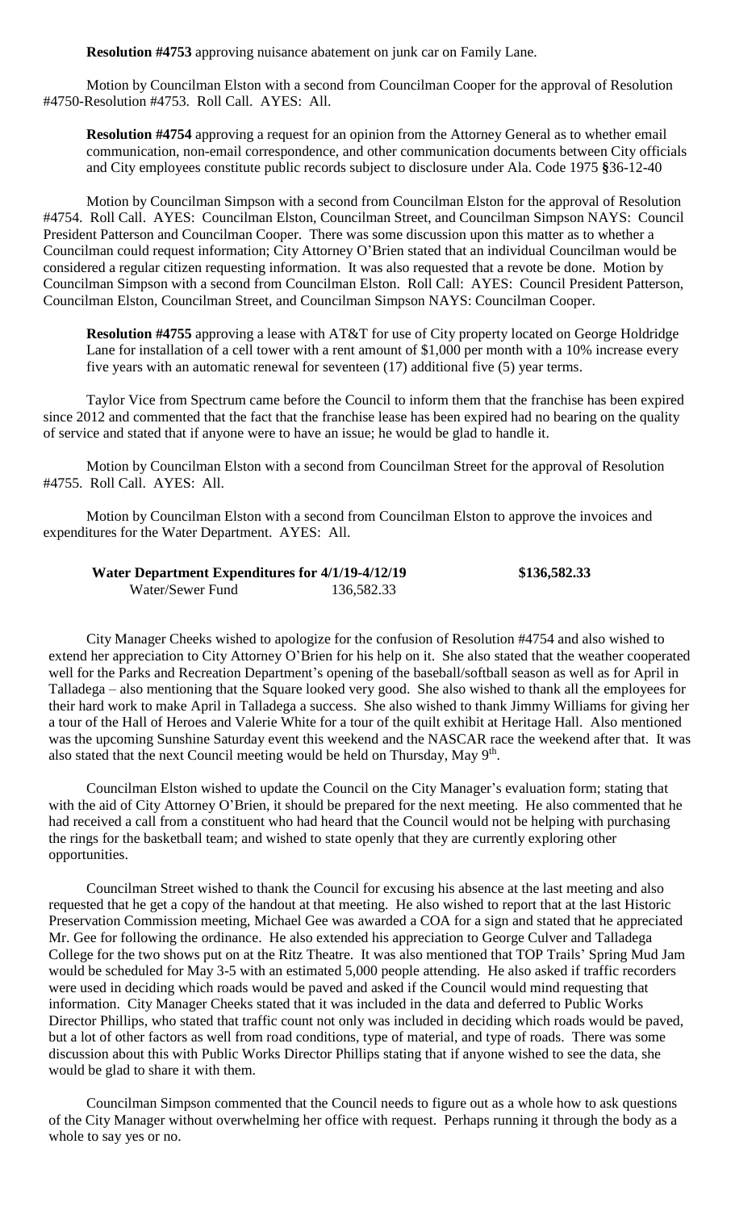**Resolution #4753** approving nuisance abatement on junk car on Family Lane.

Motion by Councilman Elston with a second from Councilman Cooper for the approval of Resolution #4750-Resolution #4753. Roll Call. AYES: All.

**Resolution #4754** approving a request for an opinion from the Attorney General as to whether email communication, non-email correspondence, and other communication documents between City officials and City employees constitute public records subject to disclosure under Ala. Code 1975 **§**36-12-40

Motion by Councilman Simpson with a second from Councilman Elston for the approval of Resolution #4754. Roll Call. AYES: Councilman Elston, Councilman Street, and Councilman Simpson NAYS: Council President Patterson and Councilman Cooper. There was some discussion upon this matter as to whether a Councilman could request information; City Attorney O'Brien stated that an individual Councilman would be considered a regular citizen requesting information. It was also requested that a revote be done. Motion by Councilman Simpson with a second from Councilman Elston. Roll Call: AYES: Council President Patterson, Councilman Elston, Councilman Street, and Councilman Simpson NAYS: Councilman Cooper.

**Resolution #4755** approving a lease with AT&T for use of City property located on George Holdridge Lane for installation of a cell tower with a rent amount of $1,000 per month with a 10% increase every five years with an automatic renewal for seventeen (17) additional five (5) year terms.

Taylor Vice from Spectrum came before the Council to inform them that the franchise has been expired since 2012 and commented that the fact that the franchise lease has been expired had no bearing on the quality of service and stated that if anyone were to have an issue; he would be glad to handle it.

Motion by Councilman Elston with a second from Councilman Street for the approval of Resolution #4755. Roll Call. AYES: All.

Motion by Councilman Elston with a second from Councilman Elston to approve the invoices and expenditures for the Water Department. AYES: All.

| **Water Department Expenditures for 4/1/19-4/12/19** | | **$136,582.33** |
|---|---|---|
| Water/Sewer Fund | 136,582.33 | |

City Manager Cheeks wished to apologize for the confusion of Resolution #4754 and also wished to extend her appreciation to City Attorney O'Brien for his help on it. She also stated that the weather cooperated well for the Parks and Recreation Department's opening of the baseball/softball season as well as for April in Talladega – also mentioning that the Square looked very good. She also wished to thank all the employees for their hard work to make April in Talladega a success. She also wished to thank Jimmy Williams for giving her a tour of the Hall of Heroes and Valerie White for a tour of the quilt exhibit at Heritage Hall. Also mentioned was the upcoming Sunshine Saturday event this weekend and the NASCAR race the weekend after that. It was also stated that the next Council meeting would be held on Thursday, May 9th.

Councilman Elston wished to update the Council on the City Manager's evaluation form; stating that with the aid of City Attorney O'Brien, it should be prepared for the next meeting. He also commented that he had received a call from a constituent who had heard that the Council would not be helping with purchasing the rings for the basketball team; and wished to state openly that they are currently exploring other opportunities.

Councilman Street wished to thank the Council for excusing his absence at the last meeting and also requested that he get a copy of the handout at that meeting. He also wished to report that at the last Historic Preservation Commission meeting, Michael Gee was awarded a COA for a sign and stated that he appreciated Mr. Gee for following the ordinance. He also extended his appreciation to George Culver and Talladega College for the two shows put on at the Ritz Theatre. It was also mentioned that TOP Trails' Spring Mud Jam would be scheduled for May 3-5 with an estimated 5,000 people attending. He also asked if traffic recorders were used in deciding which roads would be paved and asked if the Council would mind requesting that information. City Manager Cheeks stated that it was included in the data and deferred to Public Works Director Phillips, who stated that traffic count not only was included in deciding which roads would be paved, but a lot of other factors as well from road conditions, type of material, and type of roads. There was some discussion about this with Public Works Director Phillips stating that if anyone wished to see the data, she would be glad to share it with them.

Councilman Simpson commented that the Council needs to figure out as a whole how to ask questions of the City Manager without overwhelming her office with request. Perhaps running it through the body as a whole to say yes or no.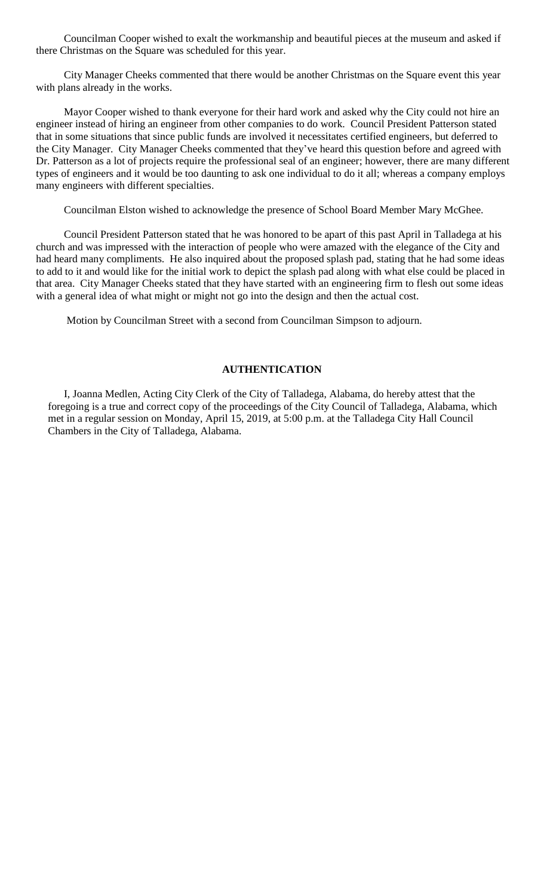Councilman Cooper wished to exalt the workmanship and beautiful pieces at the museum and asked if there Christmas on the Square was scheduled for this year.

City Manager Cheeks commented that there would be another Christmas on the Square event this year with plans already in the works.

Mayor Cooper wished to thank everyone for their hard work and asked why the City could not hire an engineer instead of hiring an engineer from other companies to do work. Council President Patterson stated that in some situations that since public funds are involved it necessitates certified engineers, but deferred to the City Manager. City Manager Cheeks commented that they've heard this question before and agreed with Dr. Patterson as a lot of projects require the professional seal of an engineer; however, there are many different types of engineers and it would be too daunting to ask one individual to do it all; whereas a company employs many engineers with different specialties.

Councilman Elston wished to acknowledge the presence of School Board Member Mary McGhee.

Council President Patterson stated that he was honored to be apart of this past April in Talladega at his church and was impressed with the interaction of people who were amazed with the elegance of the City and had heard many compliments. He also inquired about the proposed splash pad, stating that he had some ideas to add to it and would like for the initial work to depict the splash pad along with what else could be placed in that area. City Manager Cheeks stated that they have started with an engineering firm to flesh out some ideas with a general idea of what might or might not go into the design and then the actual cost.

Motion by Councilman Street with a second from Councilman Simpson to adjourn.

**AUTHENTICATION**

I, Joanna Medlen, Acting City Clerk of the City of Talladega, Alabama, do hereby attest that the foregoing is a true and correct copy of the proceedings of the City Council of Talladega, Alabama, which met in a regular session on Monday, April 15, 2019, at 5:00 p.m. at the Talladega City Hall Council Chambers in the City of Talladega, Alabama.